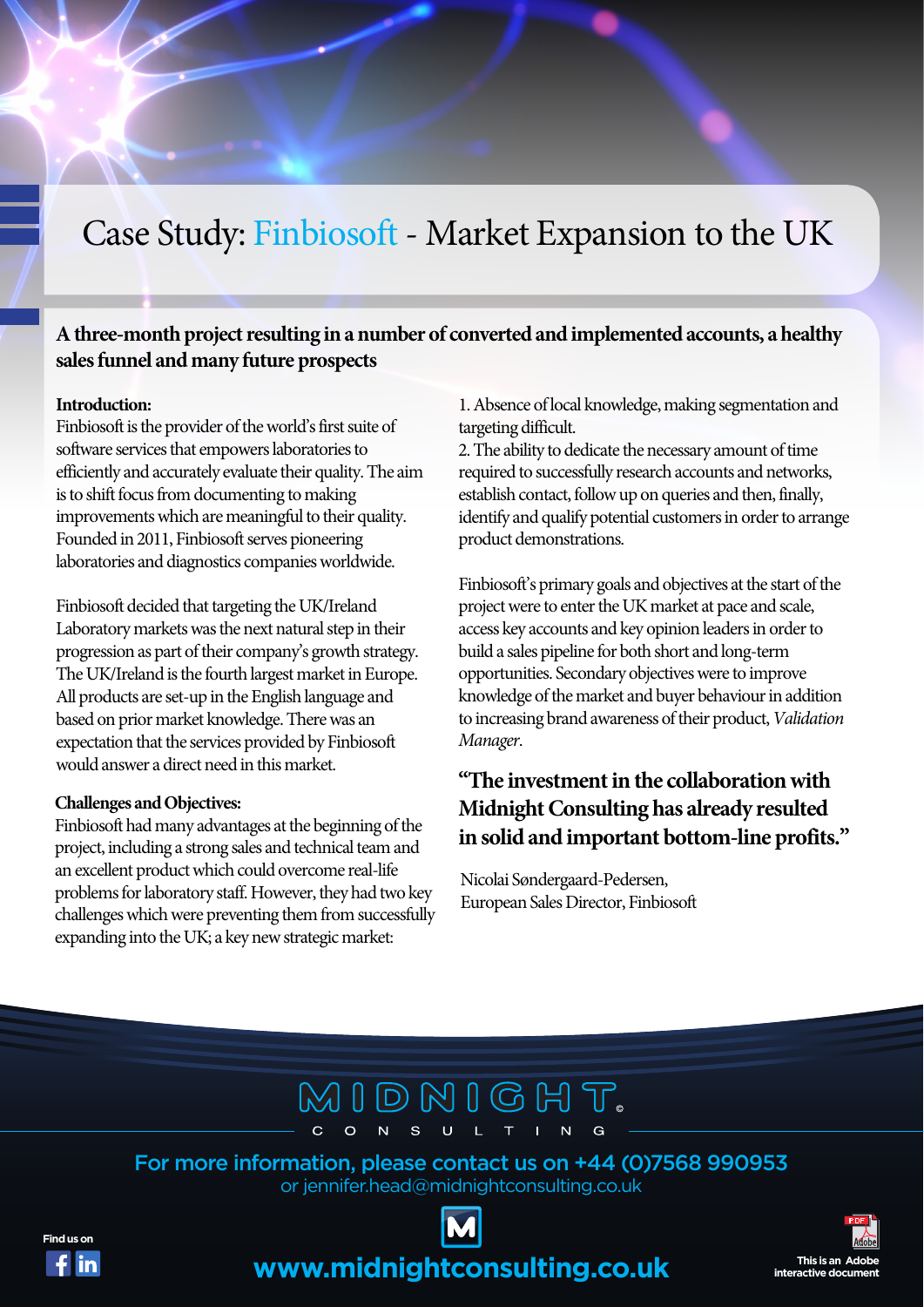# Case Study: Finbiosoft - Market Expansion to the UK

## A three-month project resulting in a number of converted and implemented accounts, a healthy sales funnel and many future prospects

**Introduction:**
Finbiosoft is the provider of the world's first suite of software services that empowers laboratories to efficiently and accurately evaluate their quality. The aim is to shift focus from documenting to making improvements which are meaningful to their quality. Founded in 2011, Finbiosoft serves pioneering laboratories and diagnostics companies worldwide.

Finbiosoft decided that targeting the UK/Ireland Laboratory markets was the next natural step in their progression as part of their company's growth strategy. The UK/Ireland is the fourth largest market in Europe. All products are set-up in the English language and based on prior market knowledge. There was an expectation that the services provided by Finbiosoft would answer a direct need in this market.

**Challenges and Objectives:**
Finbiosoft had many advantages at the beginning of the project, including a strong sales and technical team and an excellent product which could overcome real-life problems for laboratory staff. However, they had two key challenges which were preventing them from successfully expanding into the UK; a key new strategic market:

1. Absence of local knowledge, making segmentation and targeting difficult.
2. The ability to dedicate the necessary amount of time required to successfully research accounts and networks, establish contact, follow up on queries and then, finally, identify and qualify potential customers in order to arrange product demonstrations.

Finbiosoft's primary goals and objectives at the start of the project were to enter the UK market at pace and scale, access key accounts and key opinion leaders in order to build a sales pipeline for both short and long-term opportunities. Secondary objectives were to improve knowledge of the market and buyer behaviour in addition to increasing brand awareness of their product, *Validation Manager*.

**"The investment in the collaboration with Midnight Consulting has already resulted in solid and important bottom-line profits."**

Nicolai Søndergaard-Pedersen,
European Sales Director, Finbiosoft

MIDNIGHT CONSULTING

For more information, please contact us on +44 (0)7568 990953
or jennifer.head@midnightconsulting.co.uk

Find us on

www.midnightconsulting.co.uk

This is an Adobe interactive document